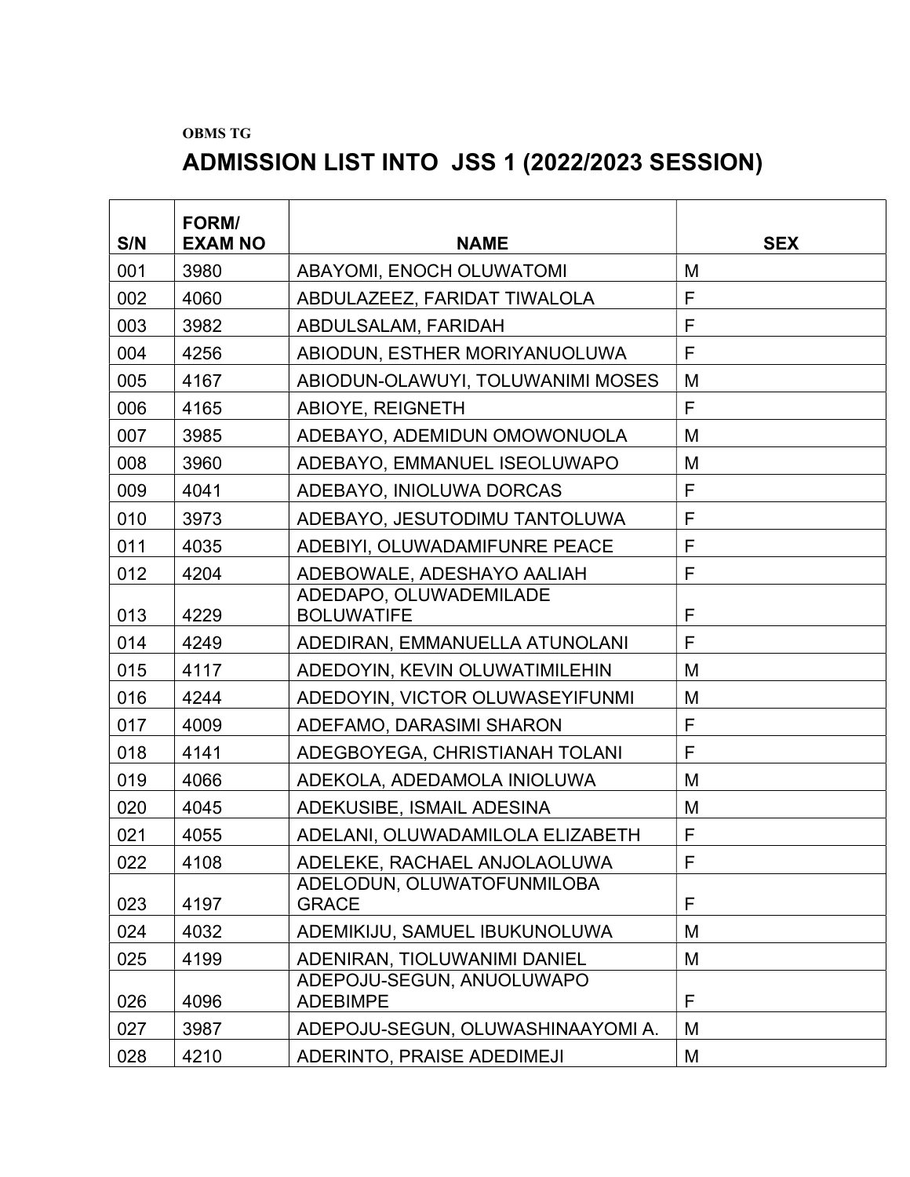**OBMS TG**

# ADMISSION LIST INTO JSS 1 (2022/2023 SESSION)

| S/N | FORM/ EXAM NO | NAME | SEX |
|---|---|---|---|
| 001 | 3980 | ABAYOMI, ENOCH OLUWATOMI | M |
| 002 | 4060 | ABDULAZEEZ, FARIDAT TIWALOLA | F |
| 003 | 3982 | ABDULSALAM, FARIDAH | F |
| 004 | 4256 | ABIODUN, ESTHER MORIYANUOLUWA | F |
| 005 | 4167 | ABIODUN-OLAWUYI, TOLUWANIMI MOSES | M |
| 006 | 4165 | ABIOYE, REIGNETH | F |
| 007 | 3985 | ADEBAYO, ADEMIDUN OMOWONUOLA | M |
| 008 | 3960 | ADEBAYO, EMMANUEL ISEOLUWAPO | M |
| 009 | 4041 | ADEBAYO, INIOLUWA DORCAS | F |
| 010 | 3973 | ADEBAYO, JESUTODIMU TANTOLUWA | F |
| 011 | 4035 | ADEBIYI, OLUWADAMIFUNRE PEACE | F |
| 012 | 4204 | ADEBOWALE, ADESHAYO AALIAH | F |
| 013 | 4229 | ADEDAPO, OLUWADEMILADE BOLUWATIFE | F |
| 014 | 4249 | ADEDIRAN, EMMANUELLA ATUNOLANI | F |
| 015 | 4117 | ADEDOYIN, KEVIN OLUWATIMILEHIN | M |
| 016 | 4244 | ADEDOYIN, VICTOR OLUWASEYIFUNMI | M |
| 017 | 4009 | ADEFAMO, DARASIMI SHARON | F |
| 018 | 4141 | ADEGBOYEGA, CHRISTIANAH TOLANI | F |
| 019 | 4066 | ADEKOLA, ADEDAMOLA INIOLUWA | M |
| 020 | 4045 | ADEKUSIBE, ISMAIL ADESINA | M |
| 021 | 4055 | ADELANI, OLUWADAMILOLA ELIZABETH | F |
| 022 | 4108 | ADELEKE, RACHAEL ANJOLAOLUWA | F |
| 023 | 4197 | ADELODUN, OLUWATOFUNMILOBA GRACE | F |
| 024 | 4032 | ADEMIKIJU, SAMUEL IBUKUNOLUWA | M |
| 025 | 4199 | ADENIRAN, TIOLUWANIMI DANIEL | M |
| 026 | 4096 | ADEPOJU-SEGUN, ANUOLUWAPO ADEBIMPE | F |
| 027 | 3987 | ADEPOJU-SEGUN, OLUWASHINAAYOMI A. | M |
| 028 | 4210 | ADERINTO, PRAISE ADEDIMEJI | M |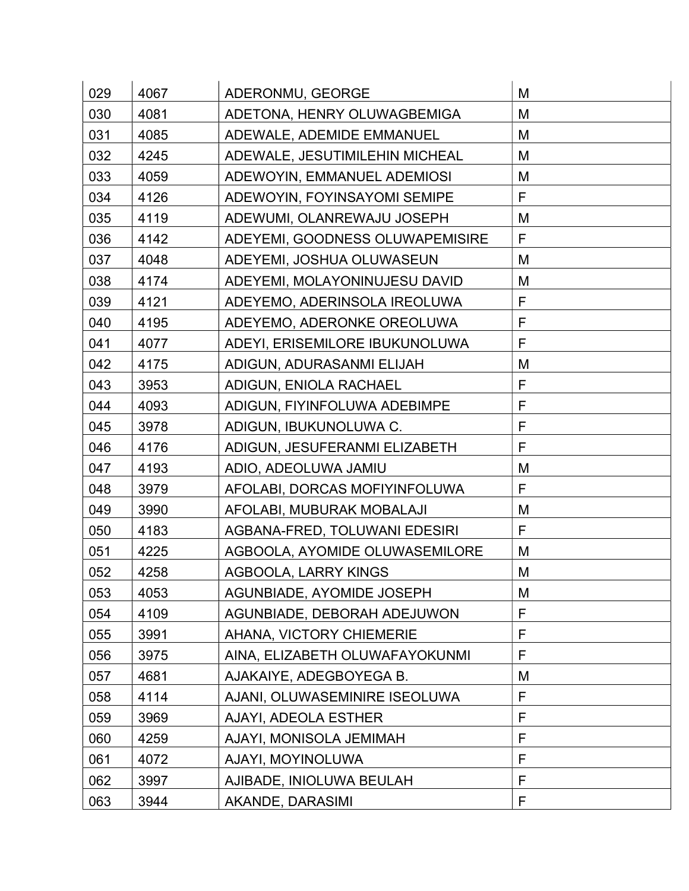| | | | |
|---|---|---|---|
| 029 | 4067 | ADERONMU, GEORGE | M |
| 030 | 4081 | ADETONA, HENRY OLUWAGBEMIGA | M |
| 031 | 4085 | ADEWALE, ADEMIDE EMMANUEL | M |
| 032 | 4245 | ADEWALE, JESUTIMILEHIN MICHEAL | M |
| 033 | 4059 | ADEWOYIN, EMMANUEL ADEMIOSI | M |
| 034 | 4126 | ADEWOYIN, FOYINSAYOMI SEMIPE | F |
| 035 | 4119 | ADEWUMI, OLANREWAJU JOSEPH | M |
| 036 | 4142 | ADEYEMI, GOODNESS OLUWAPEMISIRE | F |
| 037 | 4048 | ADEYEMI, JOSHUA OLUWASEUN | M |
| 038 | 4174 | ADEYEMI, MOLAYONINUJESU DAVID | M |
| 039 | 4121 | ADEYEMO, ADERINSOLA IREOLUWA | F |
| 040 | 4195 | ADEYEMO, ADERONKE OREOLUWA | F |
| 041 | 4077 | ADEYI, ERISEMILORE IBUKUNOLUWA | F |
| 042 | 4175 | ADIGUN, ADURASANMI ELIJAH | M |
| 043 | 3953 | ADIGUN, ENIOLA RACHAEL | F |
| 044 | 4093 | ADIGUN, FIYINFOLUWA ADEBIMPE | F |
| 045 | 3978 | ADIGUN, IBUKUNOLUWA C. | F |
| 046 | 4176 | ADIGUN, JESUFERANMI ELIZABETH | F |
| 047 | 4193 | ADIO, ADEOLUWA JAMIU | M |
| 048 | 3979 | AFOLABI, DORCAS MOFIYINFOLUWA | F |
| 049 | 3990 | AFOLABI, MUBURAK MOBALAJI | M |
| 050 | 4183 | AGBANA-FRED, TOLUWANI EDESIRI | F |
| 051 | 4225 | AGBOOLA, AYOMIDE OLUWASEMILORE | M |
| 052 | 4258 | AGBOOLA, LARRY KINGS | M |
| 053 | 4053 | AGUNBIADE, AYOMIDE JOSEPH | M |
| 054 | 4109 | AGUNBIADE, DEBORAH ADEJUWON | F |
| 055 | 3991 | AHANA, VICTORY CHIEMERIE | F |
| 056 | 3975 | AINA, ELIZABETH OLUWAFAYOKUNMI | F |
| 057 | 4681 | AJAKAIYE, ADEGBOYEGA B. | M |
| 058 | 4114 | AJANI, OLUWASEMINIRE ISEOLUWA | F |
| 059 | 3969 | AJAYI, ADEOLA ESTHER | F |
| 060 | 4259 | AJAYI, MONISOLA JEMIMAH | F |
| 061 | 4072 | AJAYI, MOYINOLUWA | F |
| 062 | 3997 | AJIBADE, INIOLUWA BEULAH | F |
| 063 | 3944 | AKANDE, DARASIMI | F |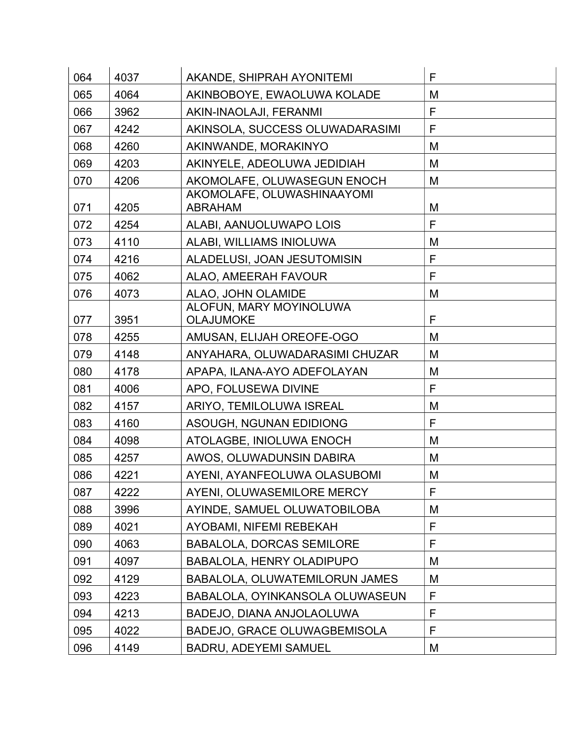| 064 | 4037 | AKANDE, SHIPRAH AYONITEMI | F |
|---|---|---|---|
| 065 | 4064 | AKINBOBOYE, EWAOLUWA KOLADE | M |
| 066 | 3962 | AKIN-INAOLAJI, FERANMI | F |
| 067 | 4242 | AKINSOLA, SUCCESS OLUWADARASIMI | F |
| 068 | 4260 | AKINWANDE, MORAKINYO | M |
| 069 | 4203 | AKINYELE, ADEOLUWA JEDIDIAH | M |
| 070 | 4206 | AKOMOLAFE, OLUWASEGUN ENOCH | M |
| 071 | 4205 | AKOMOLAFE, OLUWASHINAAYOMI ABRAHAM | M |
| 072 | 4254 | ALABI, AANUOLUWAPO LOIS | F |
| 073 | 4110 | ALABI, WILLIAMS INIOLUWA | M |
| 074 | 4216 | ALADELUSI, JOAN JESUTOMISIN | F |
| 075 | 4062 | ALAO, AMEERAH FAVOUR | F |
| 076 | 4073 | ALAO, JOHN OLAMIDE | M |
| 077 | 3951 | ALOFUN, MARY MOYINOLUWA OLAJUMOKE | F |
| 078 | 4255 | AMUSAN, ELIJAH OREOFE-OGO | M |
| 079 | 4148 | ANYAHARA, OLUWADARASIMI CHUZAR | M |
| 080 | 4178 | APAPA, ILANA-AYO ADEFOLAYAN | M |
| 081 | 4006 | APO, FOLUSEWA DIVINE | F |
| 082 | 4157 | ARIYO, TEMILOLUWA ISREAL | M |
| 083 | 4160 | ASOUGH, NGUNAN EDIDIONG | F |
| 084 | 4098 | ATOLAGBE, INIOLUWA ENOCH | M |
| 085 | 4257 | AWOS, OLUWADUNSIN DABIRA | M |
| 086 | 4221 | AYENI, AYANFEOLUWA OLASUBOMI | M |
| 087 | 4222 | AYENI, OLUWASEMILORE MERCY | F |
| 088 | 3996 | AYINDE, SAMUEL OLUWATOBILOBA | M |
| 089 | 4021 | AYOBAMI, NIFEMI REBEKAH | F |
| 090 | 4063 | BABALOLA, DORCAS SEMILORE | F |
| 091 | 4097 | BABALOLA, HENRY OLADIPUPO | M |
| 092 | 4129 | BABALOLA, OLUWATEMILORUN JAMES | M |
| 093 | 4223 | BABALOLA, OYINKANSOLA OLUWASEUN | F |
| 094 | 4213 | BADEJO, DIANA ANJOLAOLUWA | F |
| 095 | 4022 | BADEJO, GRACE OLUWAGBEMISOLA | F |
| 096 | 4149 | BADRU, ADEYEMI SAMUEL | M |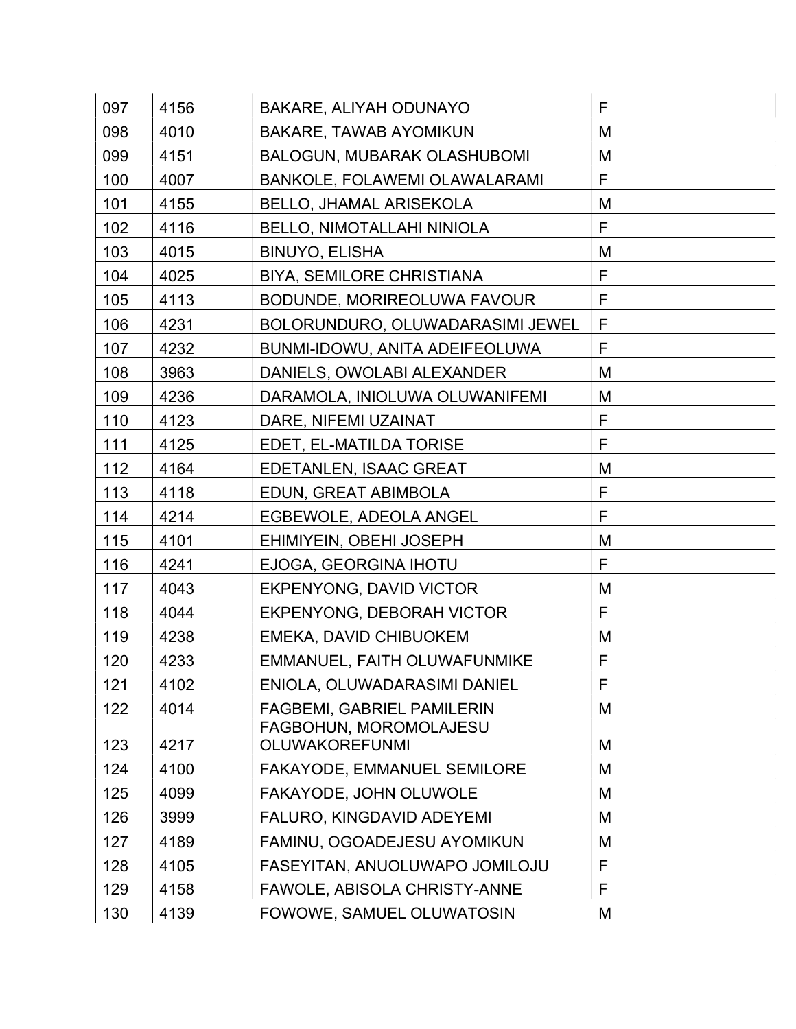| 097 | 4156 | BAKARE, ALIYAH ODUNAYO | F |
|---|---|---|---|
| 098 | 4010 | BAKARE, TAWAB AYOMIKUN | M |
| 099 | 4151 | BALOGUN, MUBARAK OLASHUBOMI | M |
| 100 | 4007 | BANKOLE, FOLAWEMI OLAWALARAMI | F |
| 101 | 4155 | BELLO, JHAMAL ARISEKOLA | M |
| 102 | 4116 | BELLO, NIMOTALLAHI NINIOLA | F |
| 103 | 4015 | BINUYO, ELISHA | M |
| 104 | 4025 | BIYA, SEMILORE CHRISTIANA | F |
| 105 | 4113 | BODUNDE, MORIREOLUWA FAVOUR | F |
| 106 | 4231 | BOLORUNDURO, OLUWADARASIMI JEWEL | F |
| 107 | 4232 | BUNMI-IDOWU, ANITA ADEIFEOLUWA | F |
| 108 | 3963 | DANIELS, OWOLABI ALEXANDER | M |
| 109 | 4236 | DARAMOLA, INIOLUWA OLUWANIFEMI | M |
| 110 | 4123 | DARE, NIFEMI UZAINAT | F |
| 111 | 4125 | EDET, EL-MATILDA TORISE | F |
| 112 | 4164 | EDETANLEN, ISAAC GREAT | M |
| 113 | 4118 | EDUN, GREAT ABIMBOLA | F |
| 114 | 4214 | EGBEWOLE, ADEOLA ANGEL | F |
| 115 | 4101 | EHIMIYEIN, OBEHI JOSEPH | M |
| 116 | 4241 | EJOGA, GEORGINA IHOTU | F |
| 117 | 4043 | EKPENYONG, DAVID VICTOR | M |
| 118 | 4044 | EKPENYONG, DEBORAH VICTOR | F |
| 119 | 4238 | EMEKA, DAVID CHIBUOKEM | M |
| 120 | 4233 | EMMANUEL, FAITH OLUWAFUNMIKE | F |
| 121 | 4102 | ENIOLA, OLUWADARASIMI DANIEL | F |
| 122 | 4014 | FAGBEMI, GABRIEL PAMILERIN | M |
| 123 | 4217 | FAGBOHUN, MOROMOLAJESU OLUWAKOREFUNMI | M |
| 124 | 4100 | FAKAYODE, EMMANUEL SEMILORE | M |
| 125 | 4099 | FAKAYODE, JOHN OLUWOLE | M |
| 126 | 3999 | FALURO, KINGDAVID ADEYEMI | M |
| 127 | 4189 | FAMINU, OGOADEJESU AYOMIKUN | M |
| 128 | 4105 | FASEYITAN, ANUOLUWAPO JOMILOJU | F |
| 129 | 4158 | FAWOLE, ABISOLA CHRISTY-ANNE | F |
| 130 | 4139 | FOWOWE, SAMUEL OLUWATOSIN | M |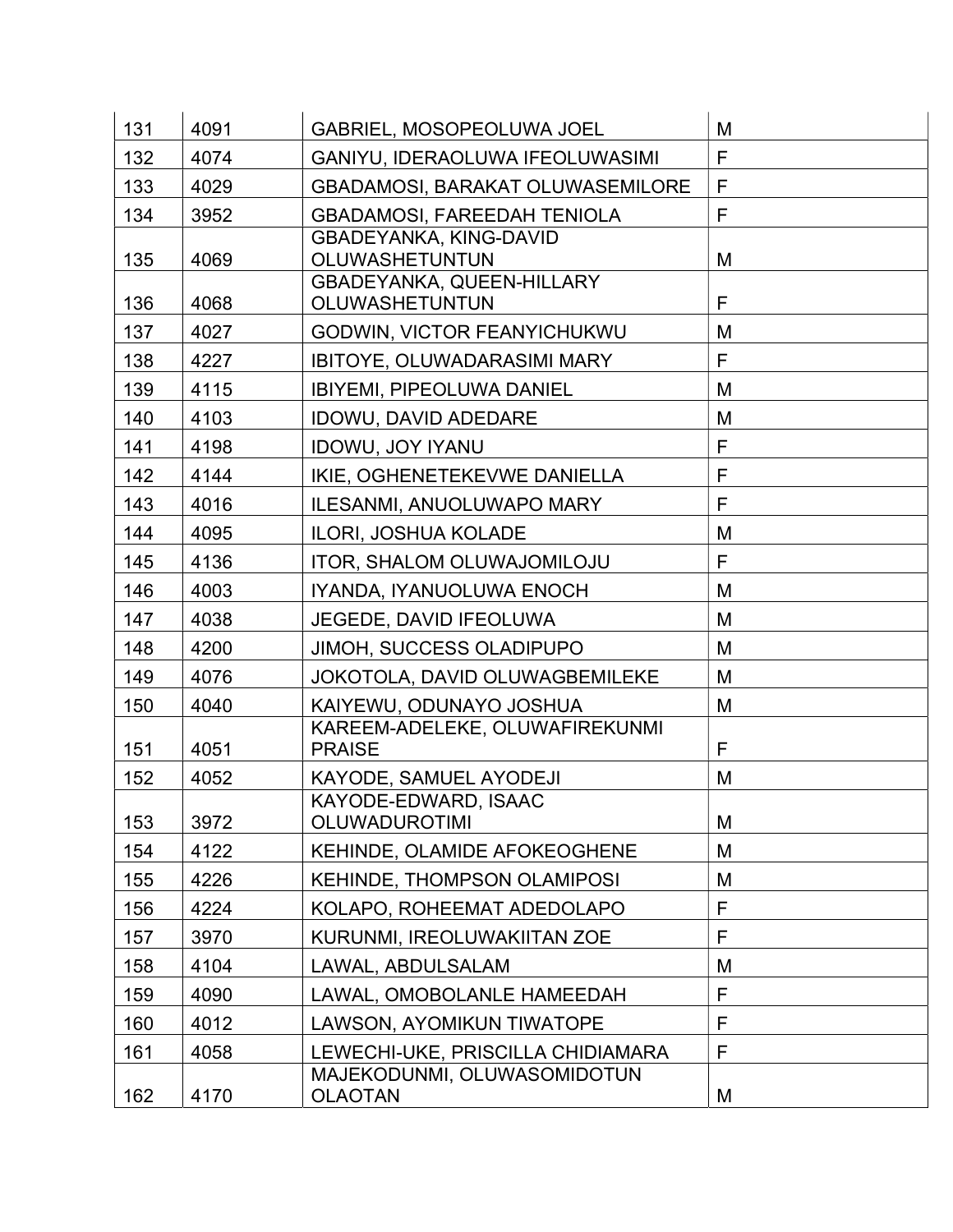| 131 | 4091 | GABRIEL, MOSOPEOLUWA JOEL | M |
|---|---|---|---|
| 132 | 4074 | GANIYU, IDERAOLUWA IFEOLUWASIMI | F |
| 133 | 4029 | GBADAMOSI, BARAKAT OLUWASEMILORE | F |
| 134 | 3952 | GBADAMOSI, FAREEDAH TENIOLA | F |
| 135 | 4069 | GBADEYANKA, KING-DAVID OLUWASHETUNTUN | M |
| 136 | 4068 | GBADEYANKA, QUEEN-HILLARY OLUWASHETUNTUN | F |
| 137 | 4027 | GODWIN, VICTOR FEANYICHUKWU | M |
| 138 | 4227 | IBITOYE, OLUWADARASIMI MARY | F |
| 139 | 4115 | IBIYEMI, PIPEOLUWA DANIEL | M |
| 140 | 4103 | IDOWU, DAVID ADEDARE | M |
| 141 | 4198 | IDOWU, JOY IYANU | F |
| 142 | 4144 | IKIE, OGHENETEKEVWE DANIELLA | F |
| 143 | 4016 | ILESANMI, ANUOLUWAPO MARY | F |
| 144 | 4095 | ILORI, JOSHUA KOLADE | M |
| 145 | 4136 | ITOR, SHALOM OLUWAJOMILOJU | F |
| 146 | 4003 | IYANDA, IYANUOLUWA ENOCH | M |
| 147 | 4038 | JEGEDE, DAVID IFEOLUWA | M |
| 148 | 4200 | JIMOH, SUCCESS OLADIPUPO | M |
| 149 | 4076 | JOKOTOLA, DAVID OLUWAGBEMILEKE | M |
| 150 | 4040 | KAIYEWU, ODUNAYO JOSHUA | M |
| 151 | 4051 | KAREEM-ADELEKE, OLUWAFIREKUNMI PRAISE | F |
| 152 | 4052 | KAYODE, SAMUEL AYODEJI | M |
| 153 | 3972 | KAYODE-EDWARD, ISAAC OLUWADUROTIMI | M |
| 154 | 4122 | KEHINDE, OLAMIDE AFOKEOGHENE | M |
| 155 | 4226 | KEHINDE, THOMPSON OLAMIPOSI | M |
| 156 | 4224 | KOLAPO, ROHEEMAT ADEDOLAPO | F |
| 157 | 3970 | KURUNMI, IREOLUWAKIITAN ZOE | F |
| 158 | 4104 | LAWAL, ABDULSALAM | M |
| 159 | 4090 | LAWAL, OMOBOLANLE HAMEEDAH | F |
| 160 | 4012 | LAWSON, AYOMIKUN TIWATOPE | F |
| 161 | 4058 | LEWECHI-UKE, PRISCILLA CHIDIAMARA | F |
| 162 | 4170 | MAJEKODUNMI, OLUWASOMIDOTUN OLAOTAN | M |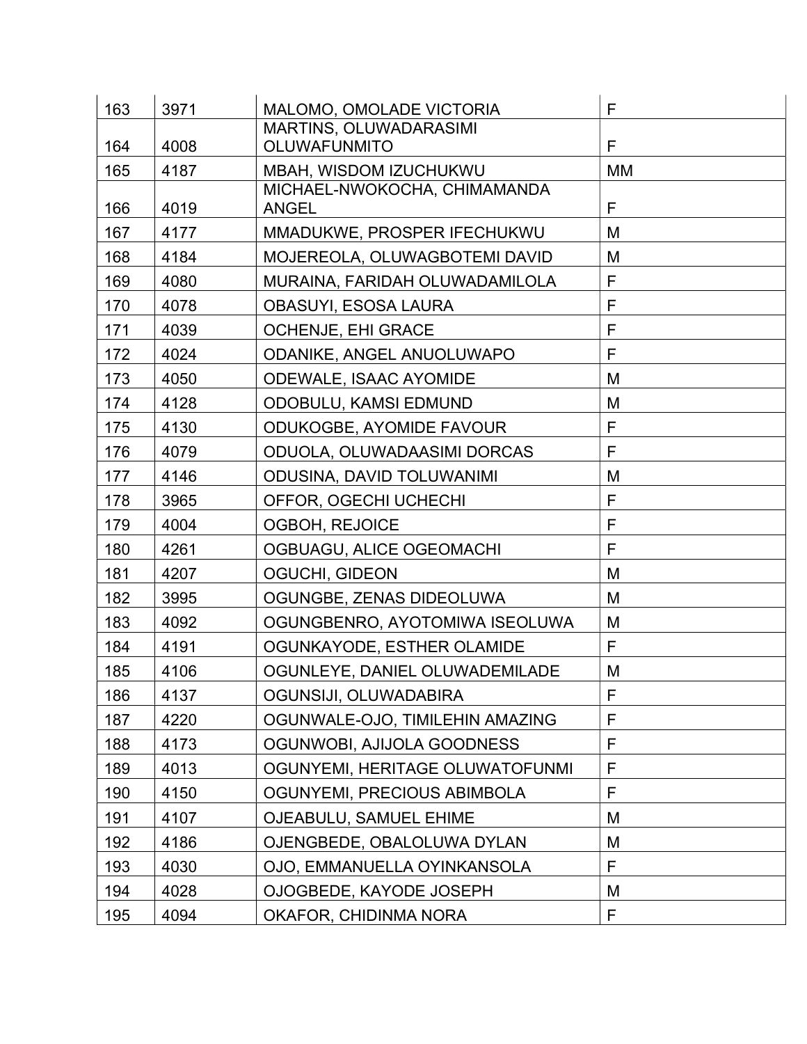| 163 | 3971 | MALOMO, OMOLADE VICTORIA | F |
|---|---|---|---|
| 164 | 4008 | MARTINS, OLUWADARASIMI OLUWAFUNMITO | F |
| 165 | 4187 | MBAH, WISDOM IZUCHUKWU | MM |
| 166 | 4019 | MICHAEL-NWOKOCHA, CHIMAMANDA ANGEL | F |
| 167 | 4177 | MMADUKWE, PROSPER IFECHUKWU | M |
| 168 | 4184 | MOJEREOLA, OLUWAGBOTEMI DAVID | M |
| 169 | 4080 | MURAINA, FARIDAH OLUWADAMILOLA | F |
| 170 | 4078 | OBASUYI, ESOSA LAURA | F |
| 171 | 4039 | OCHENJE, EHI GRACE | F |
| 172 | 4024 | ODANIKE, ANGEL ANUOLUWAPO | F |
| 173 | 4050 | ODEWALE, ISAAC AYOMIDE | M |
| 174 | 4128 | ODOBULU, KAMSI EDMUND | M |
| 175 | 4130 | ODUKOGBE, AYOMIDE FAVOUR | F |
| 176 | 4079 | ODUOLA, OLUWADAASIMI DORCAS | F |
| 177 | 4146 | ODUSINA, DAVID TOLUWANIMI | M |
| 178 | 3965 | OFFOR, OGECHI UCHECHI | F |
| 179 | 4004 | OGBOH, REJOICE | F |
| 180 | 4261 | OGBUAGU, ALICE OGEOMACHI | F |
| 181 | 4207 | OGUCHI, GIDEON | M |
| 182 | 3995 | OGUNGBE, ZENAS DIDEOLUWA | M |
| 183 | 4092 | OGUNGBENRO, AYOTOMIWA ISEOLUWA | M |
| 184 | 4191 | OGUNKAYODE, ESTHER OLAMIDE | F |
| 185 | 4106 | OGUNLEYE, DANIEL OLUWADEMILADE | M |
| 186 | 4137 | OGUNSIJI, OLUWADABIRA | F |
| 187 | 4220 | OGUNWALE-OJO, TIMILEHIN AMAZING | F |
| 188 | 4173 | OGUNWOBI, AJIJOLA GOODNESS | F |
| 189 | 4013 | OGUNYEMI, HERITAGE OLUWATOFUNMI | F |
| 190 | 4150 | OGUNYEMI, PRECIOUS ABIMBOLA | F |
| 191 | 4107 | OJEABULU, SAMUEL EHIME | M |
| 192 | 4186 | OJENGBEDE, OBALOLUWA DYLAN | M |
| 193 | 4030 | OJO, EMMANUELLA OYINKANSOLA | F |
| 194 | 4028 | OJOGBEDE, KAYODE JOSEPH | M |
| 195 | 4094 | OKAFOR, CHIDINMA NORA | F |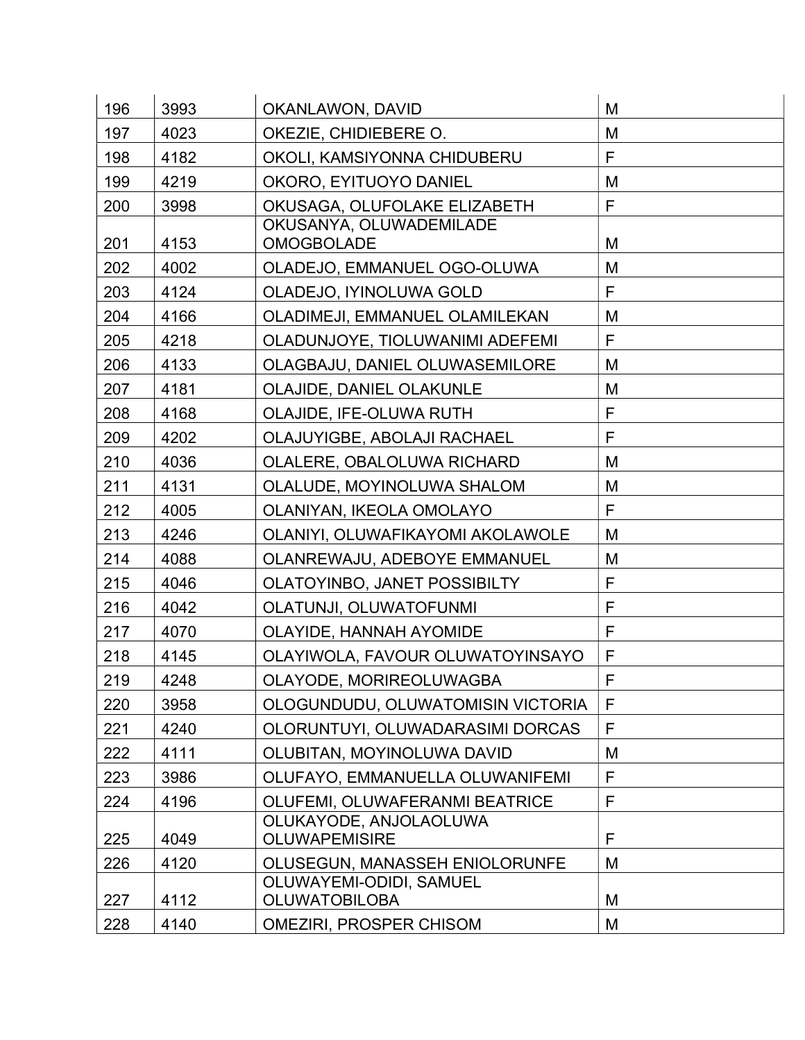| 196 | 3993 | OKANLAWON, DAVID | M |
|---|---|---|---|
| 197 | 4023 | OKEZIE, CHIDIEBERE O. | M |
| 198 | 4182 | OKOLI, KAMSIYONNA CHIDUBERU | F |
| 199 | 4219 | OKORO, EYITUOYO DANIEL | M |
| 200 | 3998 | OKUSAGA, OLUFOLAKE ELIZABETH | F |
| 201 | 4153 | OKUSANYA, OLUWADEMILADE OMOGBOLADE | M |
| 202 | 4002 | OLADEJO, EMMANUEL OGO-OLUWA | M |
| 203 | 4124 | OLADEJO, IYINOLUWA GOLD | F |
| 204 | 4166 | OLADIMEJI, EMMANUEL OLAMILEKAN | M |
| 205 | 4218 | OLADUNJOYE, TIOLUWANIMI ADEFEMI | F |
| 206 | 4133 | OLAGBAJU, DANIEL OLUWASEMILORE | M |
| 207 | 4181 | OLAJIDE, DANIEL OLAKUNLE | M |
| 208 | 4168 | OLAJIDE, IFE-OLUWA RUTH | F |
| 209 | 4202 | OLAJUYIGBE, ABOLAJI RACHAEL | F |
| 210 | 4036 | OLALERE, OBALOLUWA RICHARD | M |
| 211 | 4131 | OLALUDE, MOYINOLUWA SHALOM | M |
| 212 | 4005 | OLANIYAN, IKEOLA OMOLAYO | F |
| 213 | 4246 | OLANIYI, OLUWAFIKAYOMI AKOLAWOLE | M |
| 214 | 4088 | OLANREWAJU, ADEBOYE EMMANUEL | M |
| 215 | 4046 | OLATOYINBO, JANET POSSIBILTY | F |
| 216 | 4042 | OLATUNJI, OLUWATOFUNMI | F |
| 217 | 4070 | OLAYIDE, HANNAH AYOMIDE | F |
| 218 | 4145 | OLAYIWOLA, FAVOUR OLUWATOYINSAYO | F |
| 219 | 4248 | OLAYODE, MORIREOLUWAGBA | F |
| 220 | 3958 | OLOGUNDUDU, OLUWATOMISIN VICTORIA | F |
| 221 | 4240 | OLORUNTUYI, OLUWADARASIMI DORCAS | F |
| 222 | 4111 | OLUBITAN, MOYINOLUWA DAVID | M |
| 223 | 3986 | OLUFAYO, EMMANUELLA OLUWANIFEMI | F |
| 224 | 4196 | OLUFEMI, OLUWAFERANMI BEATRICE | F |
| 225 | 4049 | OLUKAYODE, ANJOLAOLUWA OLUWAPEMISIRE | F |
| 226 | 4120 | OLUSEGUN, MANASSEH ENIOLORUNFE | M |
| 227 | 4112 | OLUWAYEMI-ODIDI, SAMUEL OLUWATOBILOBA | M |
| 228 | 4140 | OMEZIRI, PROSPER CHISOM | M |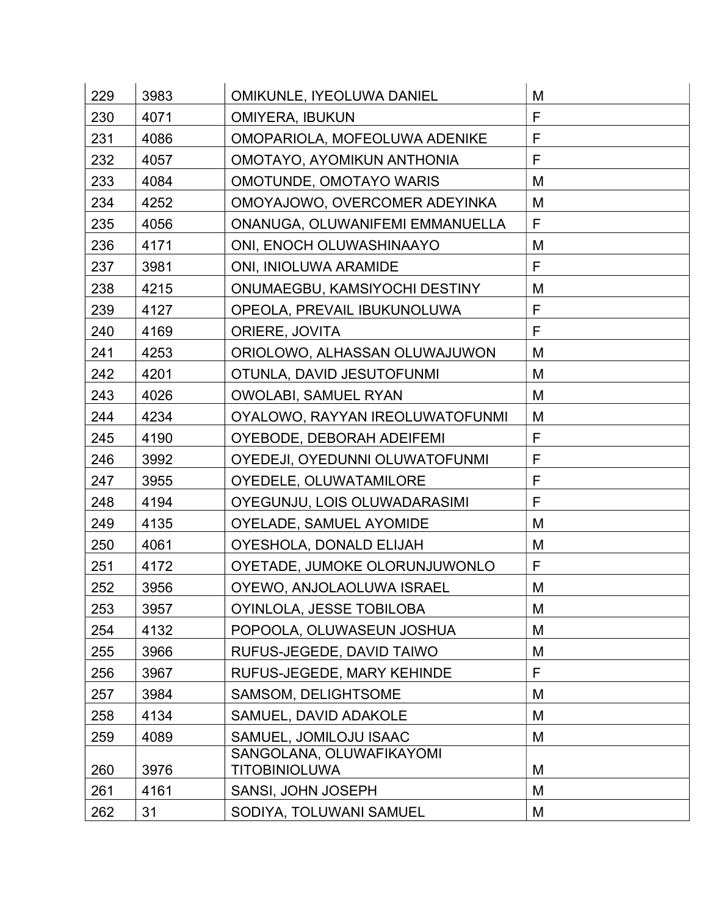| 229 | 3983 | OMIKUNLE, IYEOLUWA DANIEL | M |
|---|---|---|---|
| 230 | 4071 | OMIYERA, IBUKUN | F |
| 231 | 4086 | OMOPARIOLA, MOFEOLUWA ADENIKE | F |
| 232 | 4057 | OMOTAYO, AYOMIKUN ANTHONIA | F |
| 233 | 4084 | OMOTUNDE, OMOTAYO WARIS | M |
| 234 | 4252 | OMOYAJOWO, OVERCOMER ADEYINKA | M |
| 235 | 4056 | ONANUGA, OLUWANIFEMI EMMANUELLA | F |
| 236 | 4171 | ONI, ENOCH OLUWASHINAAYO | M |
| 237 | 3981 | ONI, INIOLUWA ARAMIDE | F |
| 238 | 4215 | ONUMAEGBU, KAMSIYOCHI DESTINY | M |
| 239 | 4127 | OPEOLA, PREVAIL IBUKUNOLUWA | F |
| 240 | 4169 | ORIERE, JOVITA | F |
| 241 | 4253 | ORIOLOWO, ALHASSAN OLUWAJUWON | M |
| 242 | 4201 | OTUNLA, DAVID JESUTOFUNMI | M |
| 243 | 4026 | OWOLABI, SAMUEL RYAN | M |
| 244 | 4234 | OYALOWO, RAYYAN IREOLUWATOFUNMI | M |
| 245 | 4190 | OYEBODE, DEBORAH ADEIFEMI | F |
| 246 | 3992 | OYEDEJI, OYEDUNNI OLUWATOFUNMI | F |
| 247 | 3955 | OYEDELE, OLUWATAMILORE | F |
| 248 | 4194 | OYEGUNJU, LOIS OLUWADARASIMI | F |
| 249 | 4135 | OYELADE, SAMUEL AYOMIDE | M |
| 250 | 4061 | OYESHOLA, DONALD ELIJAH | M |
| 251 | 4172 | OYETADE, JUMOKE OLORUNJUWONLO | F |
| 252 | 3956 | OYEWO, ANJOLAOLUWA ISRAEL | M |
| 253 | 3957 | OYINLOLA, JESSE TOBILOBA | M |
| 254 | 4132 | POPOOLA, OLUWASEUN JOSHUA | M |
| 255 | 3966 | RUFUS-JEGEDE, DAVID TAIWO | M |
| 256 | 3967 | RUFUS-JEGEDE, MARY KEHINDE | F |
| 257 | 3984 | SAMSOM, DELIGHTSOME | M |
| 258 | 4134 | SAMUEL, DAVID ADAKOLE | M |
| 259 | 4089 | SAMUEL, JOMILOJU ISAAC | M |
| 260 | 3976 | SANGOLANA, OLUWAFIKAYOMI TITOBINIOLUWA | M |
| 261 | 4161 | SANSI, JOHN JOSEPH | M |
| 262 | 31 | SODIYA, TOLUWANI SAMUEL | M |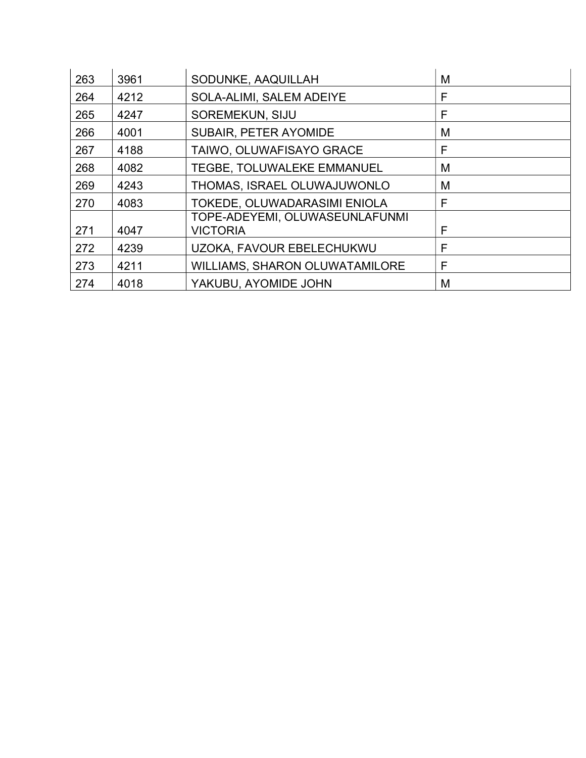| | | | |
|---|---|---|---|
| 263 | 3961 | SODUNKE, AAQUILLAH | M |
| 264 | 4212 | SOLA-ALIMI, SALEM ADEIYE | F |
| 265 | 4247 | SOREMEKUN, SIJU | F |
| 266 | 4001 | SUBAIR, PETER AYOMIDE | M |
| 267 | 4188 | TAIWO, OLUWAFISAYO GRACE | F |
| 268 | 4082 | TEGBE, TOLUWALEKE EMMANUEL | M |
| 269 | 4243 | THOMAS, ISRAEL OLUWAJUWONLO | M |
| 270 | 4083 | TOKEDE, OLUWADARASIMI ENIOLA | F |
| 271 | 4047 | TOPE-ADEYEMI, OLUWASEUNLAFUNMI VICTORIA | F |
| 272 | 4239 | UZOKA, FAVOUR EBELECHUKWU | F |
| 273 | 4211 | WILLIAMS, SHARON OLUWATAMILORE | F |
| 274 | 4018 | YAKUBU, AYOMIDE JOHN | M |